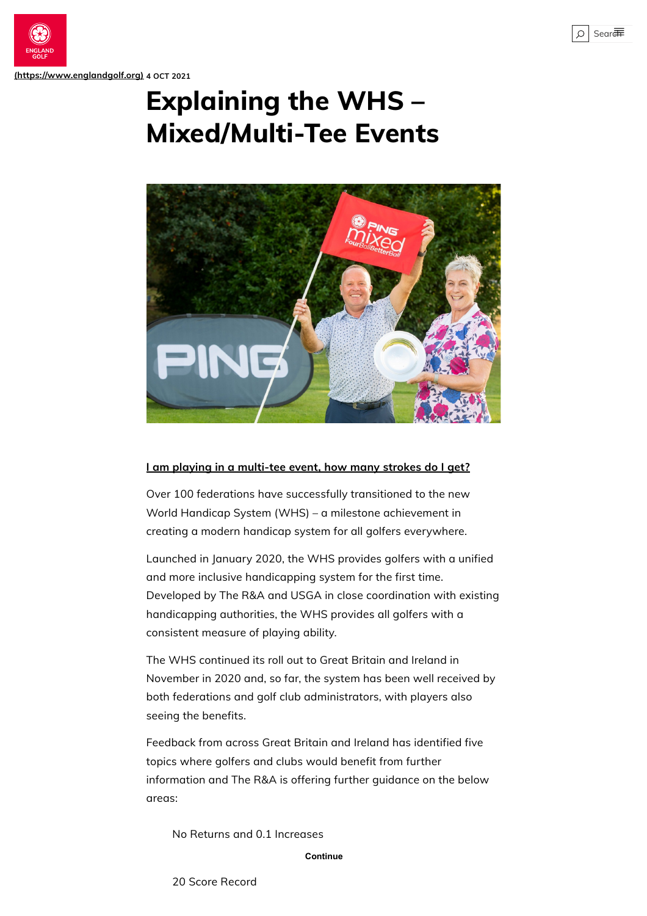(https://www.englandgolf.org) 4 OCT 2021

# Explaining the WHS – Mixed/Multi-Tee Events

**I am playing in a multi-tee event, how many strokes do I get?**

Over 100 federations have successfully transitioned to the new World Handicap System (WHS) – a milestone achievement in creating a modern handicap system for all golfers everywhere.

Launched in January 2020, the WHS provides golfers with a unified and more inclusive handicapping system for the first time. Developed by The R&A and USGA in close coordination with existing handicapping authorities, the WHS provides all golfers with a consistent measure of playing ability.

The WHS continued its roll out to Great Britain and Ireland in November in 2020 and, so far, the system has been well received by both federations and golf club administrators, with players also seeing the benefits.

Feedback from across Great Britain and Ireland has identified five topics where golfers and clubs would benefit from further information and The R&A is offering further guidance on the below areas:

No Returns and 0.1 Increases

**Continue**

20 Score Record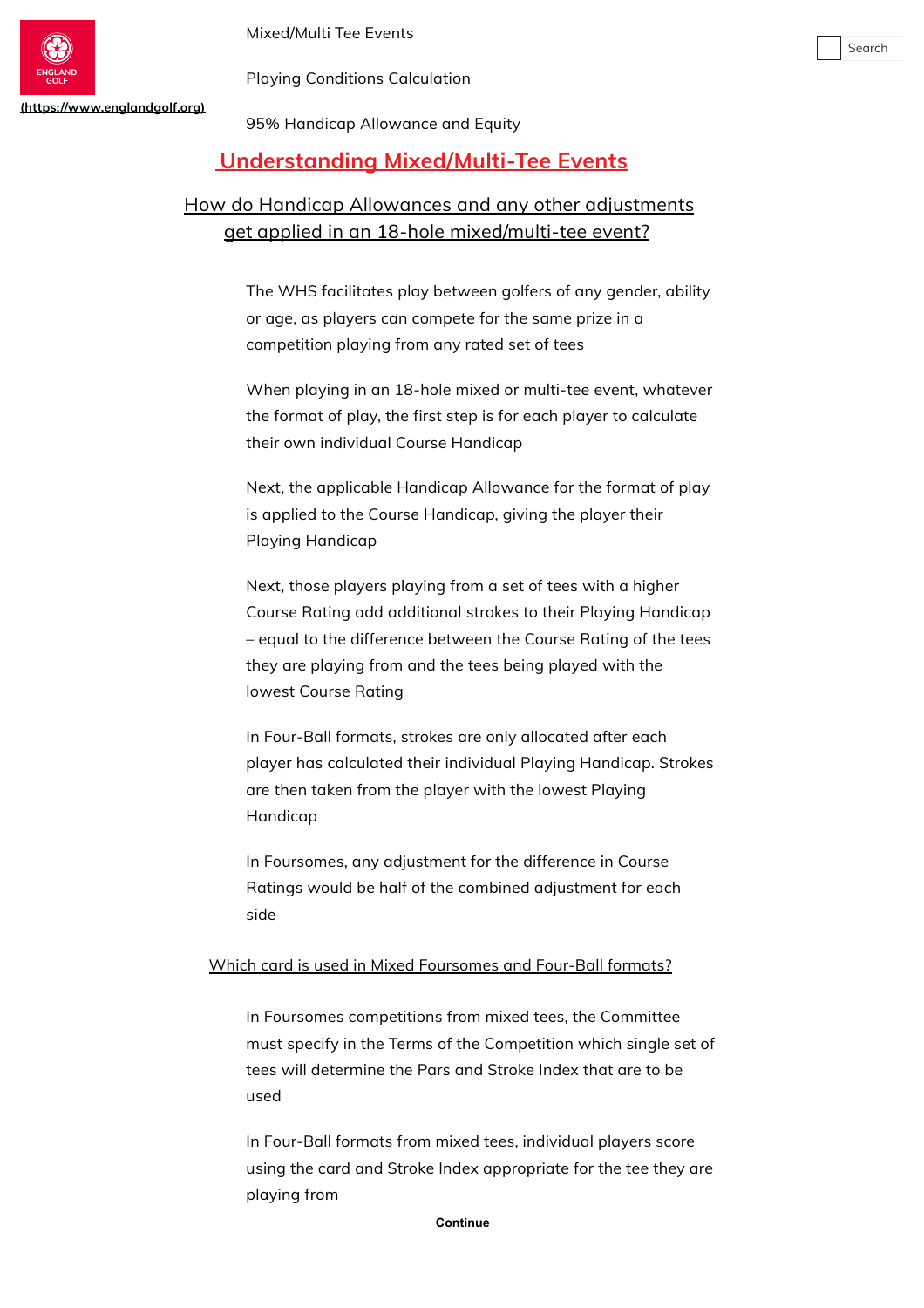Mixed/Multi Tee Events

Playing Conditions Calculation

95% Handicap Allowance and Equity

# Understanding Mixed/Multi-Tee Events

## How do Handicap Allowances and any other adjustments get applied in an 18-hole mixed/multi-tee event?

The WHS facilitates play between golfers of any gender, ability or age, as players can compete for the same prize in a competition playing from any rated set of tees

When playing in an 18-hole mixed or multi-tee event, whatever the format of play, the first step is for each player to calculate their own individual Course Handicap

Next, the applicable Handicap Allowance for the format of play is applied to the Course Handicap, giving the player their Playing Handicap

Next, those players playing from a set of tees with a higher Course Rating add additional strokes to their Playing Handicap – equal to the difference between the Course Rating of the tees they are playing from and the tees being played with the lowest Course Rating

In Four-Ball formats, strokes are only allocated after each player has calculated their individual Playing Handicap. Strokes are then taken from the player with the lowest Playing Handicap

In Foursomes, any adjustment for the difference in Course Ratings would be half of the combined adjustment for each side

### Which card is used in Mixed Foursomes and Four-Ball formats?

In Foursomes competitions from mixed tees, the Committee must specify in the Terms of the Competition which single set of tees will determine the Pars and Stroke Index that are to be used

In Four-Ball formats from mixed tees, individual players score using the card and Stroke Index appropriate for the tee they are playing from

Continue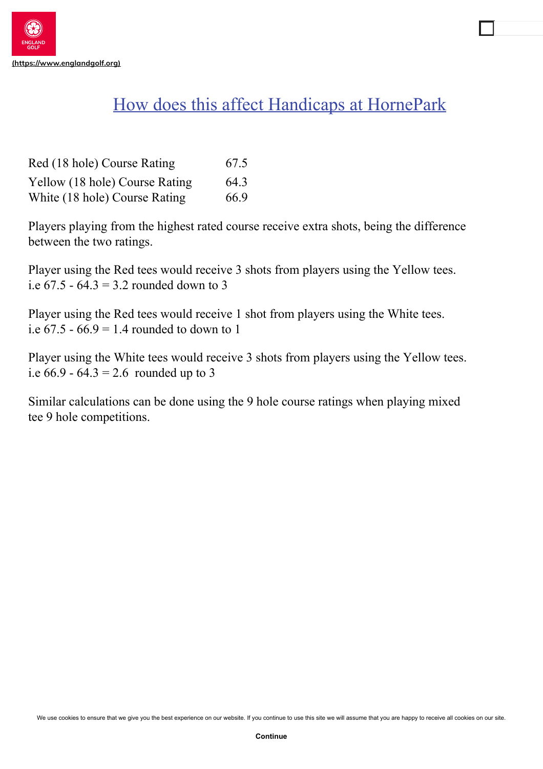# How does this affect Handicaps at HornePark

| | |
|---|---|
| Red (18 hole) Course Rating | 67.5 |
| Yellow (18 hole) Course Rating | 64.3 |
| White (18 hole) Course Rating | 66.9 |

Players playing from the highest rated course receive extra shots, being the difference between the two ratings.

Player using the Red tees would receive 3 shots from players using the Yellow tees.
i.e 67.5 - 64.3 = 3.2 rounded down to 3

Player using the Red tees would receive 1 shot from players using the White tees.
i.e 67.5 - 66.9 = 1.4 rounded to down to 1

Player using the White tees would receive 3 shots from players using the Yellow tees.
i.e 66.9 - 64.3 = 2.6 rounded up to 3

Similar calculations can be done using the 9 hole course ratings when playing mixed tee 9 hole competitions.